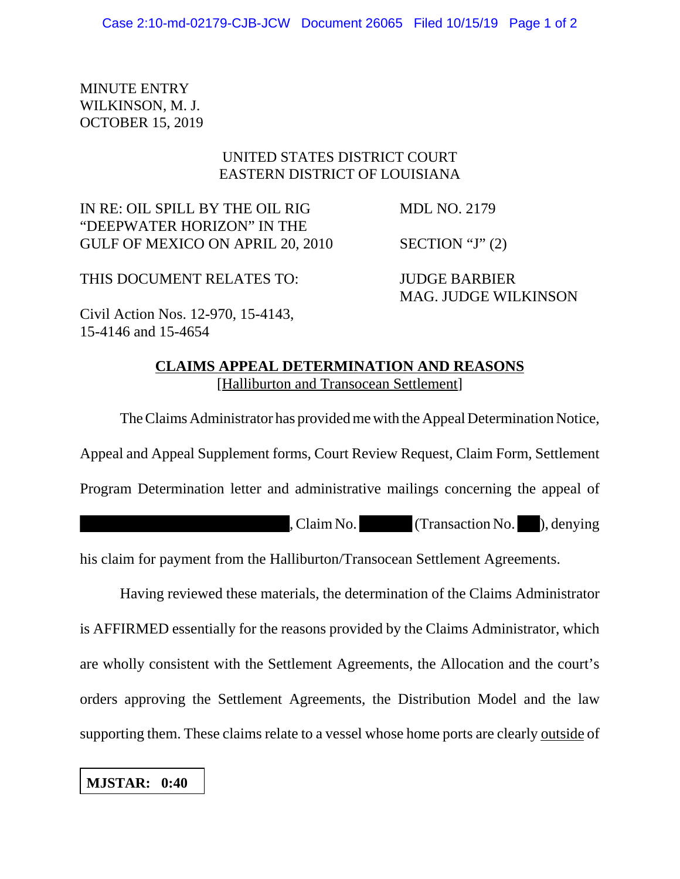MINUTE ENTRY
WILKINSON, M. J.
OCTOBER 15, 2019

UNITED STATES DISTRICT COURT
EASTERN DISTRICT OF LOUISIANA

| | |
|---|---|
| IN RE: OIL SPILL BY THE OIL RIG "DEEPWATER HORIZON" IN THE GULF OF MEXICO ON APRIL 20, 2010 | MDL NO. 2179 |
| | SECTION "J" (2) |
| THIS DOCUMENT RELATES TO: | JUDGE BARBIER<br>MAG. JUDGE WILKINSON |
| Civil Action Nos. 12-970, 15-4143, 15-4146 and 15-4654 | |

**CLAIMS APPEAL DETERMINATION AND REASONS**
[Halliburton and Transocean Settlement]

The Claims Administrator has provided me with the Appeal Determination Notice, Appeal and Appeal Supplement forms, Court Review Request, Claim Form, Settlement Program Determination letter and administrative mailings concerning the appeal of [REDACTED], Claim No. [REDACTED] (Transaction No. [REDACTED]), denying his claim for payment from the Halliburton/Transocean Settlement Agreements.

Having reviewed these materials, the determination of the Claims Administrator is AFFIRMED essentially for the reasons provided by the Claims Administrator, which are wholly consistent with the Settlement Agreements, the Allocation and the court's orders approving the Settlement Agreements, the Distribution Model and the law supporting them. These claims relate to a vessel whose home ports are clearly outside of

**MJSTAR: 0:40**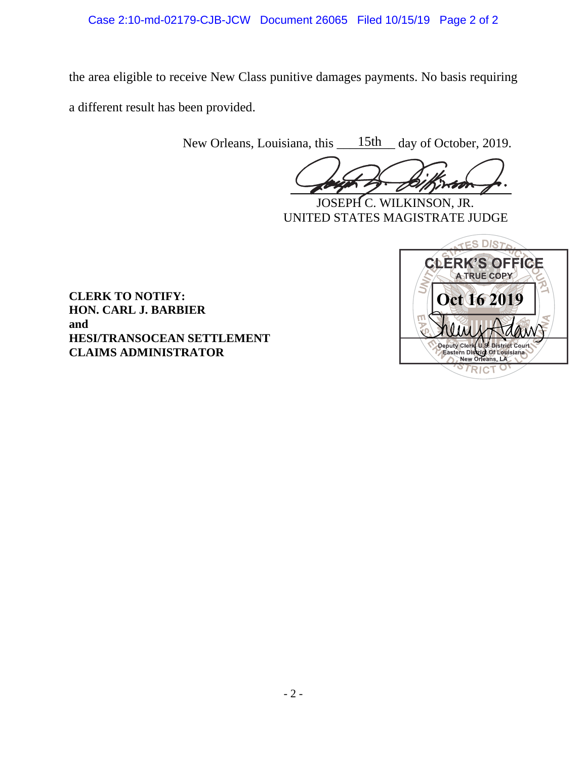the area eligible to receive New Class punitive damages payments. No basis requiring a different result has been provided.

New Orleans, Louisiana, this 15th day of October, 2019.

JOSEPH C. WILKINSON, JR.
UNITED STATES MAGISTRATE JUDGE

**CLERK TO NOTIFY:**
**HON. CARL J. BARBIER**
**and**
**HESI/TRANSOCEAN SETTLEMENT CLAIMS ADMINISTRATOR**

CLERK'S OFFICE
A TRUE COPY
Oct 16 2019
Deputy Clerk, U.S. District Court
Eastern District Of Louisiana
New Orleans, LA